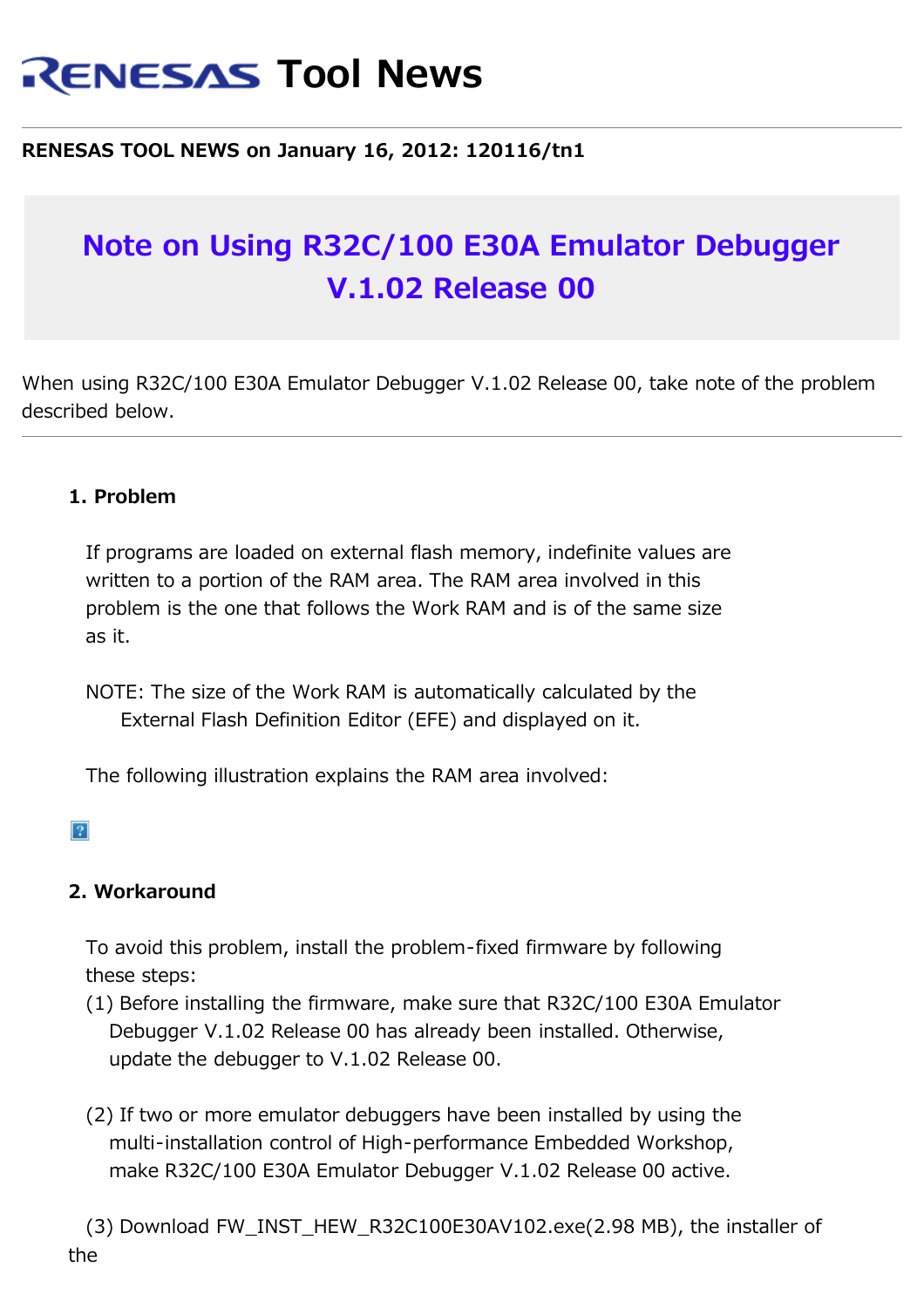# RENESAS Tool News

**RENESAS TOOL NEWS on January 16, 2012: 120116/tn1**

## Note on Using R32C/100 E30A Emulator Debugger V.1.02 Release 00

When using R32C/100 E30A Emulator Debugger V.1.02 Release 00, take note of the problem described below.

---

### 1. Problem

If programs are loaded on external flash memory, indefinite values are written to a portion of the RAM area. The RAM area involved in this problem is the one that follows the Work RAM and is of the same size as it.

NOTE: The size of the Work RAM is automatically calculated by the External Flash Definition Editor (EFE) and displayed on it.

The following illustration explains the RAM area involved:

### 2. Workaround

To avoid this problem, install the problem-fixed firmware by following these steps:

(1) Before installing the firmware, make sure that R32C/100 E30A Emulator Debugger V.1.02 Release 00 has already been installed. Otherwise, update the debugger to V.1.02 Release 00.

(2) If two or more emulator debuggers have been installed by using the multi-installation control of High-performance Embedded Workshop, make R32C/100 E30A Emulator Debugger V.1.02 Release 00 active.

(3) Download FW_INST_HEW_R32C100E30AV102.exe(2.98 MB), the installer of the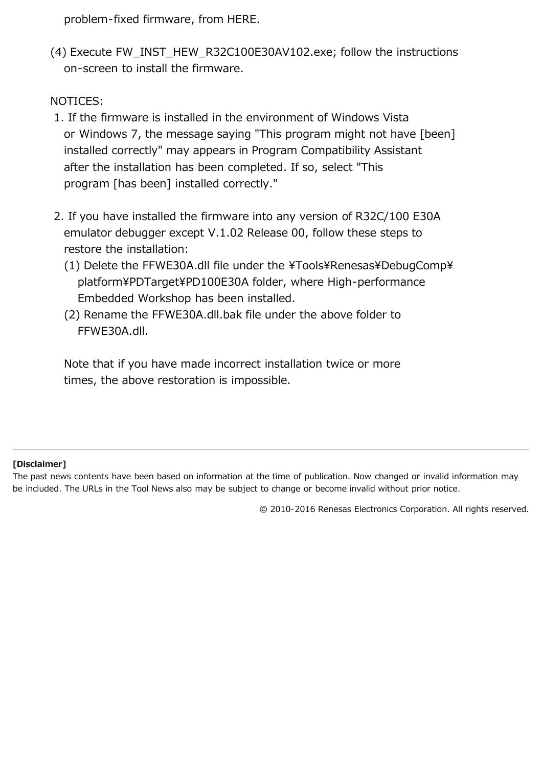problem-fixed firmware, from HERE.

(4) Execute FW_INST_HEW_R32C100E30AV102.exe; follow the instructions on-screen to install the firmware.

NOTICES:

1. If the firmware is installed in the environment of Windows Vista or Windows 7, the message saying "This program might not have [been] installed correctly" may appears in Program Compatibility Assistant after the installation has been completed. If so, select "This program [has been] installed correctly."

2. If you have installed the firmware into any version of R32C/100 E30A emulator debugger except V.1.02 Release 00, follow these steps to restore the installation:
   (1) Delete the FFWE30A.dll file under the ¥Tools¥Renesas¥DebugComp¥platform¥PDTarget¥PD100E30A folder, where High-performance Embedded Workshop has been installed.
   (2) Rename the FFWE30A.dll.bak file under the above folder to FFWE30A.dll.

   Note that if you have made incorrect installation twice or more times, the above restoration is impossible.

---

**[Disclaimer]**

The past news contents have been based on information at the time of publication. Now changed or invalid information may be included. The URLs in the Tool News also may be subject to change or become invalid without prior notice.

© 2010-2016 Renesas Electronics Corporation. All rights reserved.